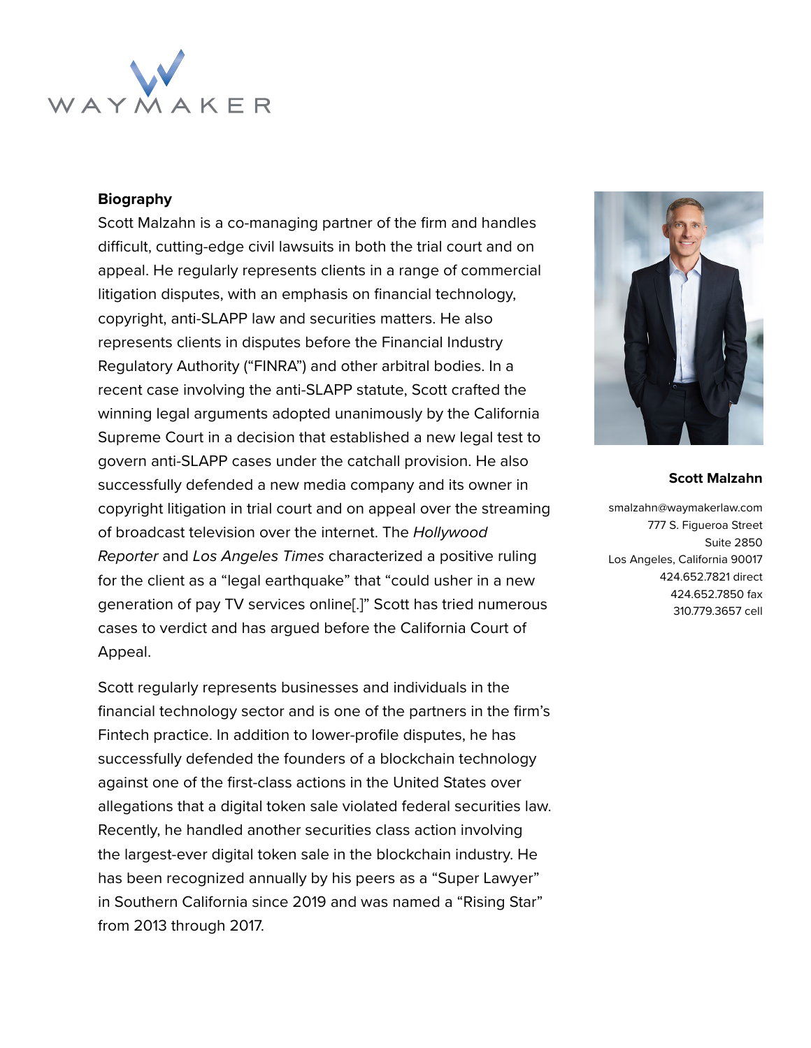WAYMAKER

## Biography

Scott Malzahn is a co-managing partner of the firm and handles difficult, cutting-edge civil lawsuits in both the trial court and on appeal. He regularly represents clients in a range of commercial litigation disputes, with an emphasis on financial technology, copyright, anti-SLAPP law and securities matters. He also represents clients in disputes before the Financial Industry Regulatory Authority ("FINRA") and other arbitral bodies. In a recent case involving the anti-SLAPP statute, Scott crafted the winning legal arguments adopted unanimously by the California Supreme Court in a decision that established a new legal test to govern anti-SLAPP cases under the catchall provision. He also successfully defended a new media company and its owner in copyright litigation in trial court and on appeal over the streaming of broadcast television over the internet. The *Hollywood Reporter* and *Los Angeles Times* characterized a positive ruling for the client as a "legal earthquake" that "could usher in a new generation of pay TV services online[.]" Scott has tried numerous cases to verdict and has argued before the California Court of Appeal.

Scott regularly represents businesses and individuals in the financial technology sector and is one of the partners in the firm's Fintech practice. In addition to lower-profile disputes, he has successfully defended the founders of a blockchain technology against one of the first-class actions in the United States over allegations that a digital token sale violated federal securities law. Recently, he handled another securities class action involving the largest-ever digital token sale in the blockchain industry. He has been recognized annually by his peers as a "Super Lawyer" in Southern California since 2019 and was named a "Rising Star" from 2013 through 2017.

**Scott Malzahn**

smalzahn@waymakerlaw.com
777 S. Figueroa Street
Suite 2850
Los Angeles, California 90017
424.652.7821 direct
424.652.7850 fax
310.779.3657 cell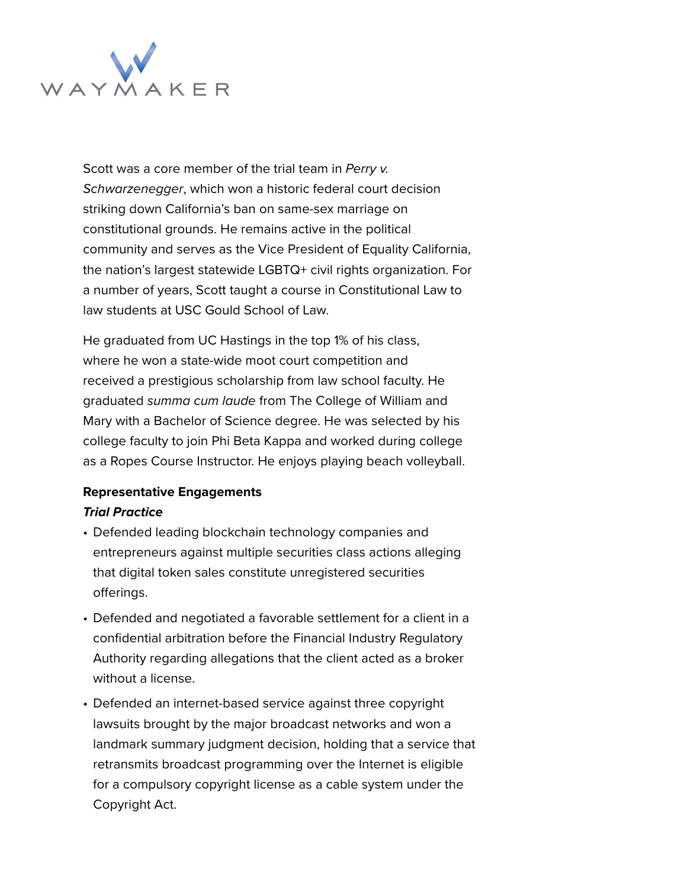Scott was a core member of the trial team in *Perry v. Schwarzenegger*, which won a historic federal court decision striking down California's ban on same-sex marriage on constitutional grounds. He remains active in the political community and serves as the Vice President of Equality California, the nation's largest statewide LGBTQ+ civil rights organization. For a number of years, Scott taught a course in Constitutional Law to law students at USC Gould School of Law.

He graduated from UC Hastings in the top 1% of his class, where he won a state-wide moot court competition and received a prestigious scholarship from law school faculty. He graduated *summa cum laude* from The College of William and Mary with a Bachelor of Science degree. He was selected by his college faculty to join Phi Beta Kappa and worked during college as a Ropes Course Instructor. He enjoys playing beach volleyball.

**Representative Engagements**

***Trial Practice***

- Defended leading blockchain technology companies and entrepreneurs against multiple securities class actions alleging that digital token sales constitute unregistered securities offerings.
- Defended and negotiated a favorable settlement for a client in a confidential arbitration before the Financial Industry Regulatory Authority regarding allegations that the client acted as a broker without a license.
- Defended an internet-based service against three copyright lawsuits brought by the major broadcast networks and won a landmark summary judgment decision, holding that a service that retransmits broadcast programming over the Internet is eligible for a compulsory copyright license as a cable system under the Copyright Act.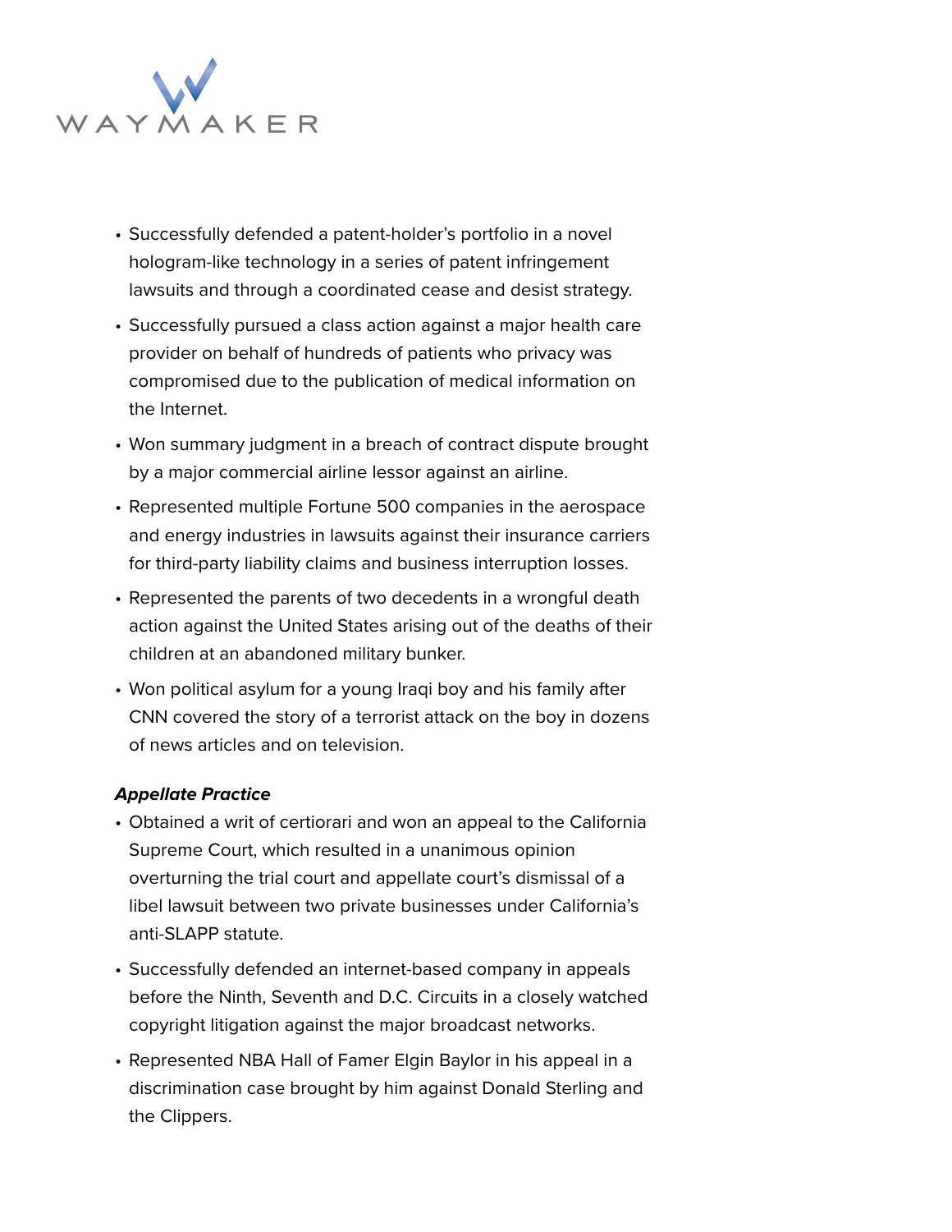- Successfully defended a patent-holder's portfolio in a novel hologram-like technology in a series of patent infringement lawsuits and through a coordinated cease and desist strategy.
- Successfully pursued a class action against a major health care provider on behalf of hundreds of patients who privacy was compromised due to the publication of medical information on the Internet.
- Won summary judgment in a breach of contract dispute brought by a major commercial airline lessor against an airline.
- Represented multiple Fortune 500 companies in the aerospace and energy industries in lawsuits against their insurance carriers for third-party liability claims and business interruption losses.
- Represented the parents of two decedents in a wrongful death action against the United States arising out of the deaths of their children at an abandoned military bunker.
- Won political asylum for a young Iraqi boy and his family after CNN covered the story of a terrorist attack on the boy in dozens of news articles and on television.

***Appellate Practice***

- Obtained a writ of certiorari and won an appeal to the California Supreme Court, which resulted in a unanimous opinion overturning the trial court and appellate court's dismissal of a libel lawsuit between two private businesses under California's anti-SLAPP statute.
- Successfully defended an internet-based company in appeals before the Ninth, Seventh and D.C. Circuits in a closely watched copyright litigation against the major broadcast networks.
- Represented NBA Hall of Famer Elgin Baylor in his appeal in a discrimination case brought by him against Donald Sterling and the Clippers.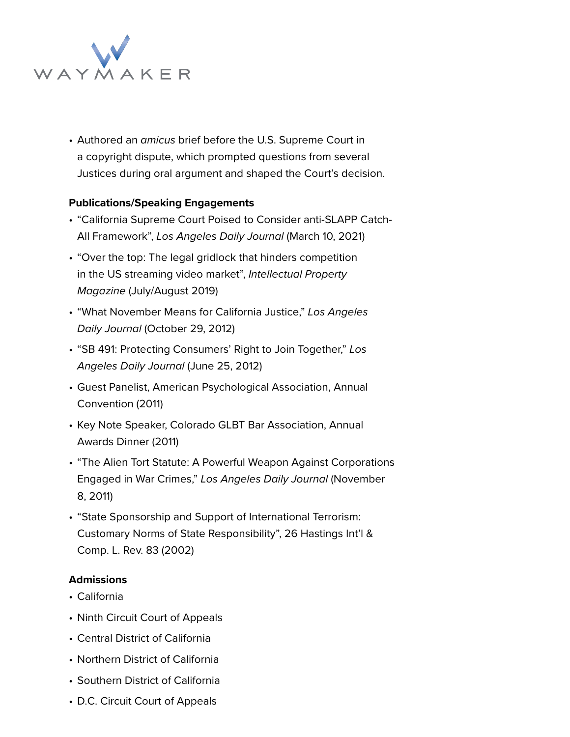- Authored an *amicus* brief before the U.S. Supreme Court in a copyright dispute, which prompted questions from several Justices during oral argument and shaped the Court's decision.

**Publications/Speaking Engagements**

- "California Supreme Court Poised to Consider anti-SLAPP Catch-All Framework", *Los Angeles Daily Journal* (March 10, 2021)
- "Over the top: The legal gridlock that hinders competition in the US streaming video market", *Intellectual Property Magazine* (July/August 2019)
- "What November Means for California Justice," *Los Angeles Daily Journal* (October 29, 2012)
- "SB 491: Protecting Consumers' Right to Join Together," *Los Angeles Daily Journal* (June 25, 2012)
- Guest Panelist, American Psychological Association, Annual Convention (2011)
- Key Note Speaker, Colorado GLBT Bar Association, Annual Awards Dinner (2011)
- "The Alien Tort Statute: A Powerful Weapon Against Corporations Engaged in War Crimes," *Los Angeles Daily Journal* (November 8, 2011)
- "State Sponsorship and Support of International Terrorism: Customary Norms of State Responsibility", 26 Hastings Int'l & Comp. L. Rev. 83 (2002)

**Admissions**

- California
- Ninth Circuit Court of Appeals
- Central District of California
- Northern District of California
- Southern District of California
- D.C. Circuit Court of Appeals